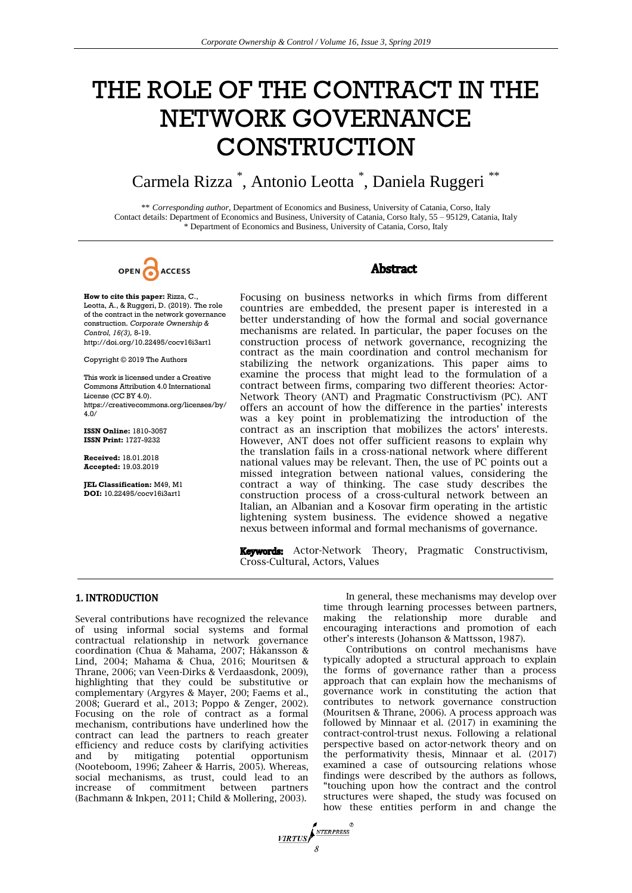# THE ROLE OF THE CONTRACT IN THE NETWORK GOVERNANCE CONSTRUCTION

Carmela Rizza [*], Antonio Leotta [*], Daniela Ruggeri [**]

[**] *Corresponding author*, Department of Economics and Business, University of Catania, Corso, Italy
Contact details: Department of Economics and Business, University of Catania, Corso Italy, 55 – 95129, Catania, Italy
[*] Department of Economics and Business, University of Catania, Corso, Italy

OPEN ACCESS

**How to cite this paper:** Rizza, C., Leotta, A., & Ruggeri, D. (2019). The role of the contract in the network governance construction. *Corporate Ownership & Control, 16(3),* 8-19. http://doi.org/10.22495/cocv16i3art1

Copyright © 2019 The Authors

This work is licensed under a Creative Commons Attribution 4.0 International License (CC BY 4.0). https://creativecommons.org/licenses/by/4.0/

**ISSN Online:** 1810-3057
**ISSN Print:** 1727-9232

**Received:** 18.01.2018
**Accepted:** 19.03.2019

**JEL Classification:** M49, M1
**DOI:** 10.22495/cocv16i3art1

## Abstract

Focusing on business networks in which firms from different countries are embedded, the present paper is interested in a better understanding of how the formal and social governance mechanisms are related. In particular, the paper focuses on the construction process of network governance, recognizing the contract as the main coordination and control mechanism for stabilizing the network organizations. This paper aims to examine the process that might lead to the formulation of a contract between firms, comparing two different theories: Actor-Network Theory (ANT) and Pragmatic Constructivism (PC). ANT offers an account of how the difference in the parties' interests was a key point in problematizing the introduction of the contract as an inscription that mobilizes the actors' interests. However, ANT does not offer sufficient reasons to explain why the translation fails in a cross-national network where different national values may be relevant. Then, the use of PC points out a missed integration between national values, considering the contract a way of thinking. The case study describes the construction process of a cross-cultural network between an Italian, an Albanian and a Kosovar firm operating in the artistic lightening system business. The evidence showed a negative nexus between informal and formal mechanisms of governance.

**Keywords:** Actor-Network Theory, Pragmatic Constructivism, Cross-Cultural, Actors, Values

## 1. INTRODUCTION

Several contributions have recognized the relevance of using informal social systems and formal contractual relationship in network governance coordination (Chua & Mahama, 2007; Håkansson & Lind, 2004; Mahama & Chua, 2016; Mouritsen & Thrane, 2006; van Veen-Dirks & Verdaasdonk, 2009), highlighting that they could be substitutive or complementary (Argyres & Mayer, 200; Faems et al., 2008; Guerard et al., 2013; Poppo & Zenger, 2002). Focusing on the role of contract as a formal mechanism, contributions have underlined how the contract can lead the partners to reach greater efficiency and reduce costs by clarifying activities and by mitigating potential opportunism (Nooteboom, 1996; Zaheer & Harris, 2005). Whereas, social mechanisms, as trust, could lead to an increase of commitment between partners (Bachmann & Inkpen, 2011; Child & Mollering, 2003).

In general, these mechanisms may develop over time through learning processes between partners, making the relationship more durable and encouraging interactions and promotion of each other's interests (Johanson & Mattsson, 1987).

Contributions on control mechanisms have typically adopted a structural approach to explain the forms of governance rather than a process approach that can explain how the mechanisms of governance work in constituting the action that contributes to network governance construction (Mouritsen & Thrane, 2006). A process approach was followed by Minnaar et al. (2017) in examining the contract-control-trust nexus. Following a relational perspective based on actor-network theory and on the performativity thesis, Minnaar et al. (2017) examined a case of outsourcing relations whose findings were described by the authors as follows, "touching upon how the contract and the control structures were shaped, the study was focused on how these entities perform in and change the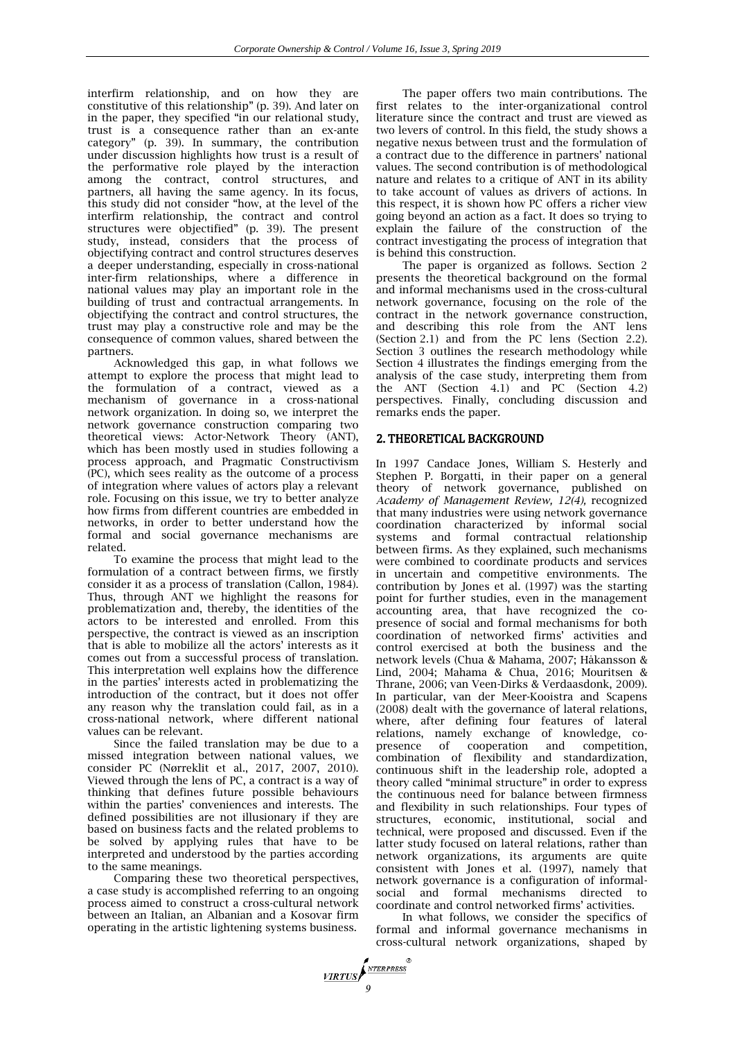interfirm relationship, and on how they are constitutive of this relationship" (p. 39). And later on in the paper, they specified "in our relational study, trust is a consequence rather than an ex-ante category" (p. 39). In summary, the contribution under discussion highlights how trust is a result of the performative role played by the interaction among the contract, control structures, and partners, all having the same agency. In its focus, this study did not consider "how, at the level of the interfirm relationship, the contract and control structures were objectified" (p. 39). The present study, instead, considers that the process of objectifying contract and control structures deserves a deeper understanding, especially in cross-national inter-firm relationships, where a difference in national values may play an important role in the building of trust and contractual arrangements. In objectifying the contract and control structures, the trust may play a constructive role and may be the consequence of common values, shared between the partners.

Acknowledged this gap, in what follows we attempt to explore the process that might lead to the formulation of a contract, viewed as a mechanism of governance in a cross-national network organization. In doing so, we interpret the network governance construction comparing two theoretical views: Actor-Network Theory (ANT), which has been mostly used in studies following a process approach, and Pragmatic Constructivism (PC), which sees reality as the outcome of a process of integration where values of actors play a relevant role. Focusing on this issue, we try to better analyze how firms from different countries are embedded in networks, in order to better understand how the formal and social governance mechanisms are related.

To examine the process that might lead to the formulation of a contract between firms, we firstly consider it as a process of translation (Callon, 1984). Thus, through ANT we highlight the reasons for problematization and, thereby, the identities of the actors to be interested and enrolled. From this perspective, the contract is viewed as an inscription that is able to mobilize all the actors' interests as it comes out from a successful process of translation. This interpretation well explains how the difference in the parties' interests acted in problematizing the introduction of the contract, but it does not offer any reason why the translation could fail, as in a cross-national network, where different national values can be relevant.

Since the failed translation may be due to a missed integration between national values, we consider PC (Nørreklit et al., 2017, 2007, 2010). Viewed through the lens of PC, a contract is a way of thinking that defines future possible behaviours within the parties' conveniences and interests. The defined possibilities are not illusionary if they are based on business facts and the related problems to be solved by applying rules that have to be interpreted and understood by the parties according to the same meanings.

Comparing these two theoretical perspectives, a case study is accomplished referring to an ongoing process aimed to construct a cross-cultural network between an Italian, an Albanian and a Kosovar firm operating in the artistic lightening systems business.

The paper offers two main contributions. The first relates to the inter-organizational control literature since the contract and trust are viewed as two levers of control. In this field, the study shows a negative nexus between trust and the formulation of a contract due to the difference in partners' national values. The second contribution is of methodological nature and relates to a critique of ANT in its ability to take account of values as drivers of actions. In this respect, it is shown how PC offers a richer view going beyond an action as a fact. It does so trying to explain the failure of the construction of the contract investigating the process of integration that is behind this construction.

The paper is organized as follows. Section 2 presents the theoretical background on the formal and informal mechanisms used in the cross-cultural network governance, focusing on the role of the contract in the network governance construction, and describing this role from the ANT lens (Section 2.1) and from the PC lens (Section 2.2). Section 3 outlines the research methodology while Section 4 illustrates the findings emerging from the analysis of the case study, interpreting them from the ANT (Section 4.1) and PC (Section 4.2) perspectives. Finally, concluding discussion and remarks ends the paper.

## 2. THEORETICAL BACKGROUND

In 1997 Candace Jones, William S. Hesterly and Stephen P. Borgatti, in their paper on a general theory of network governance, published on *Academy of Management Review, 12(4),* recognized that many industries were using network governance coordination characterized by informal social systems and formal contractual relationship between firms. As they explained, such mechanisms were combined to coordinate products and services in uncertain and competitive environments. The contribution by Jones et al. (1997) was the starting point for further studies, even in the management accounting area, that have recognized the co-presence of social and formal mechanisms for both coordination of networked firms' activities and control exercised at both the business and the network levels (Chua & Mahama, 2007; Håkansson & Lind, 2004; Mahama & Chua, 2016; Mouritsen & Thrane, 2006; van Veen-Dirks & Verdaasdonk, 2009). In particular, van der Meer-Kooistra and Scapens (2008) dealt with the governance of lateral relations, where, after defining four features of lateral relations, namely exchange of knowledge, co-presence of cooperation and competition, combination of flexibility and standardization, continuous shift in the leadership role, adopted a theory called "minimal structure" in order to express the continuous need for balance between firmness and flexibility in such relationships. Four types of structures, economic, institutional, social and technical, were proposed and discussed. Even if the latter study focused on lateral relations, rather than network organizations, its arguments are quite consistent with Jones et al. (1997), namely that network governance is a configuration of informal-social and formal mechanisms directed to coordinate and control networked firms' activities.

In what follows, we consider the specifics of formal and informal governance mechanisms in cross-cultural network organizations, shaped by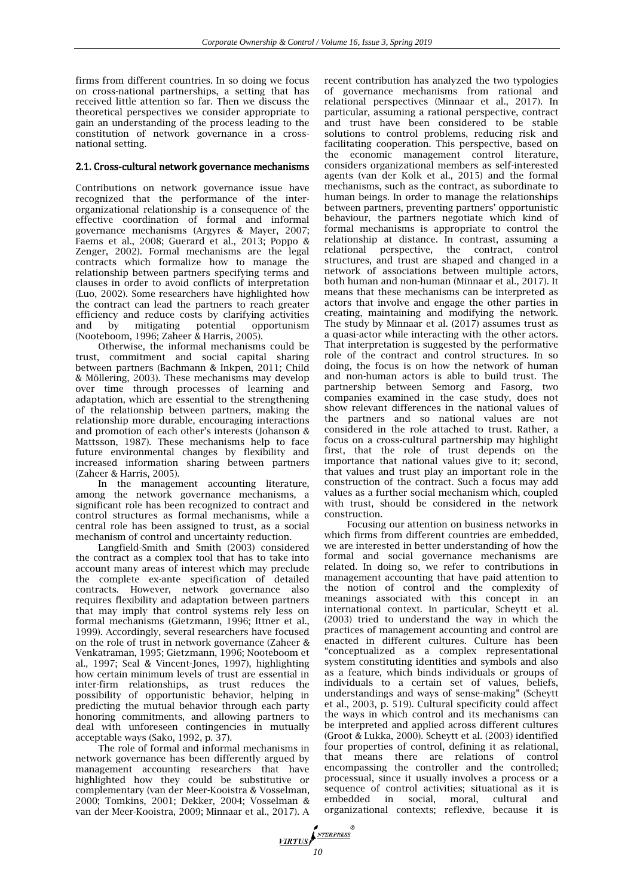firms from different countries. In so doing we focus on cross-national partnerships, a setting that has received little attention so far. Then we discuss the theoretical perspectives we consider appropriate to gain an understanding of the process leading to the constitution of network governance in a cross-national setting.

### 2.1. Cross-cultural network governance mechanisms

Contributions on network governance issue have recognized that the performance of the inter-organizational relationship is a consequence of the effective coordination of formal and informal governance mechanisms (Argyres & Mayer, 2007; Faems et al., 2008; Guerard et al., 2013; Poppo & Zenger, 2002). Formal mechanisms are the legal contracts which formalize how to manage the relationship between partners specifying terms and clauses in order to avoid conflicts of interpretation (Luo, 2002). Some researchers have highlighted how the contract can lead the partners to reach greater efficiency and reduce costs by clarifying activities and by mitigating potential opportunism (Nooteboom, 1996; Zaheer & Harris, 2005).

Otherwise, the informal mechanisms could be trust, commitment and social capital sharing between partners (Bachmann & Inkpen, 2011; Child & Möllering, 2003). These mechanisms may develop over time through processes of learning and adaptation, which are essential to the strengthening of the relationship between partners, making the relationship more durable, encouraging interactions and promotion of each other's interests (Johanson & Mattsson, 1987). These mechanisms help to face future environmental changes by flexibility and increased information sharing between partners (Zaheer & Harris, 2005).

In the management accounting literature, among the network governance mechanisms, a significant role has been recognized to contract and control structures as formal mechanisms, while a central role has been assigned to trust, as a social mechanism of control and uncertainty reduction.

Langfield-Smith and Smith (2003) considered the contract as a complex tool that has to take into account many areas of interest which may preclude the complete ex-ante specification of detailed contracts. However, network governance also requires flexibility and adaptation between partners that may imply that control systems rely less on formal mechanisms (Gietzmann, 1996; Ittner et al., 1999). Accordingly, several researchers have focused on the role of trust in network governance (Zaheer & Venkatraman, 1995; Gietzmann, 1996; Nooteboom et al., 1997; Seal & Vincent-Jones, 1997), highlighting how certain minimum levels of trust are essential in inter-firm relationships, as trust reduces the possibility of opportunistic behavior, helping in predicting the mutual behavior through each party honoring commitments, and allowing partners to deal with unforeseen contingencies in mutually acceptable ways (Sako, 1992, p. 37).

The role of formal and informal mechanisms in network governance has been differently argued by management accounting researchers that have highlighted how they could be substitutive or complementary (van der Meer-Kooistra & Vosselman, 2000; Tomkins, 2001; Dekker, 2004; Vosselman & van der Meer-Kooistra, 2009; Minnaar et al., 2017). A recent contribution has analyzed the two typologies of governance mechanisms from rational and relational perspectives (Minnaar et al., 2017). In particular, assuming a rational perspective, contract and trust have been considered to be stable solutions to control problems, reducing risk and facilitating cooperation. This perspective, based on the economic management control literature, considers organizational members as self-interested agents (van der Kolk et al., 2015) and the formal mechanisms, such as the contract, as subordinate to human beings. In order to manage the relationships between partners, preventing partners' opportunistic behaviour, the partners negotiate which kind of formal mechanisms is appropriate to control the relationship at distance. In contrast, assuming a relational perspective, the contract, control structures, and trust are shaped and changed in a network of associations between multiple actors, both human and non-human (Minnaar et al., 2017). It means that these mechanisms can be interpreted as actors that involve and engage the other parties in creating, maintaining and modifying the network. The study by Minnaar et al. (2017) assumes trust as a quasi-actor while interacting with the other actors. That interpretation is suggested by the performative role of the contract and control structures. In so doing, the focus is on how the network of human and non-human actors is able to build trust. The partnership between Semorg and Fasorg, two companies examined in the case study, does not show relevant differences in the national values of the partners and so national values are not considered in the role attached to trust. Rather, a focus on a cross-cultural partnership may highlight first, that the role of trust depends on the importance that national values give to it; second, that values and trust play an important role in the construction of the contract. Such a focus may add values as a further social mechanism which, coupled with trust, should be considered in the network construction.

Focusing our attention on business networks in which firms from different countries are embedded, we are interested in better understanding of how the formal and social governance mechanisms are related. In doing so, we refer to contributions in management accounting that have paid attention to the notion of control and the complexity of meanings associated with this concept in an international context. In particular, Scheytt et al. (2003) tried to understand the way in which the practices of management accounting and control are enacted in different cultures. Culture has been "conceptualized as a complex representational system constituting identities and symbols and also as a feature, which binds individuals or groups of individuals to a certain set of values, beliefs, understandings and ways of sense-making" (Scheytt et al., 2003, p. 519). Cultural specificity could affect the ways in which control and its mechanisms can be interpreted and applied across different cultures (Groot & Lukka, 2000). Scheytt et al. (2003) identified four properties of control, defining it as relational, that means there are relations of control encompassing the controller and the controlled; processual, since it usually involves a process or a sequence of control activities; situational as it is embedded in social, moral, cultural and organizational contexts; reflexive, because it is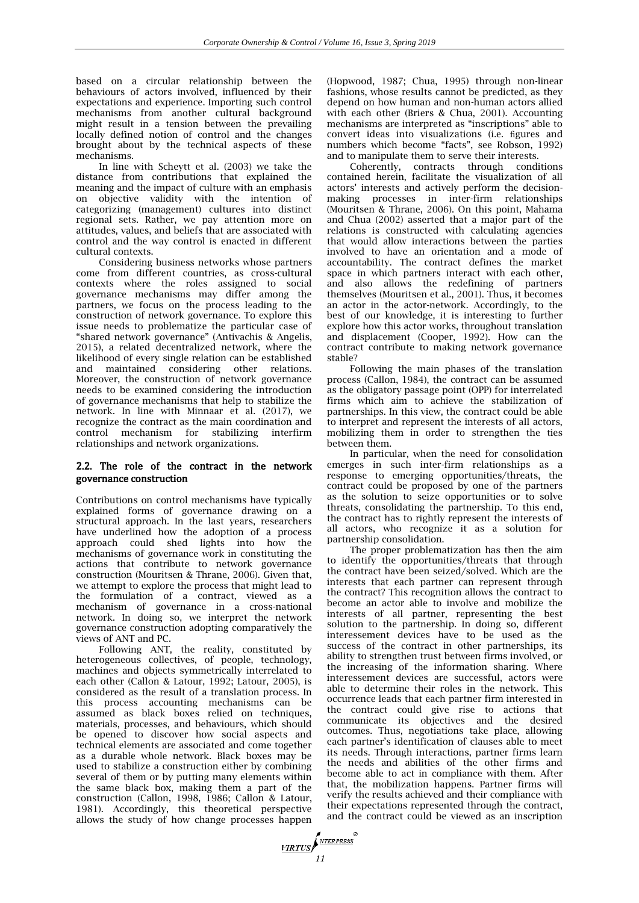based on a circular relationship between the behaviours of actors involved, influenced by their expectations and experience. Importing such control mechanisms from another cultural background might result in a tension between the prevailing locally defined notion of control and the changes brought about by the technical aspects of these mechanisms.

In line with Scheytt et al. (2003) we take the distance from contributions that explained the meaning and the impact of culture with an emphasis on objective validity with the intention of categorizing (management) cultures into distinct regional sets. Rather, we pay attention more on attitudes, values, and beliefs that are associated with control and the way control is enacted in different cultural contexts.

Considering business networks whose partners come from different countries, as cross-cultural contexts where the roles assigned to social governance mechanisms may differ among the partners, we focus on the process leading to the construction of network governance. To explore this issue needs to problematize the particular case of "shared network governance" (Antivachis & Angelis, 2015), a related decentralized network, where the likelihood of every single relation can be established and maintained considering other relations. Moreover, the construction of network governance needs to be examined considering the introduction of governance mechanisms that help to stabilize the network. In line with Minnaar et al. (2017), we recognize the contract as the main coordination and control mechanism for stabilizing interfirm relationships and network organizations.

## 2.2. The role of the contract in the network governance construction

Contributions on control mechanisms have typically explained forms of governance drawing on a structural approach. In the last years, researchers have underlined how the adoption of a process approach could shed lights into how the mechanisms of governance work in constituting the actions that contribute to network governance construction (Mouritsen & Thrane, 2006). Given that, we attempt to explore the process that might lead to the formulation of a contract, viewed as a mechanism of governance in a cross-national network. In doing so, we interpret the network governance construction adopting comparatively the views of ANT and PC.

Following ANT, the reality, constituted by heterogeneous collectives, of people, technology, machines and objects symmetrically interrelated to each other (Callon & Latour, 1992; Latour, 2005), is considered as the result of a translation process. In this process accounting mechanisms can be assumed as black boxes relied on techniques, materials, processes, and behaviours, which should be opened to discover how social aspects and technical elements are associated and come together as a durable whole network. Black boxes may be used to stabilize a construction either by combining several of them or by putting many elements within the same black box, making them a part of the construction (Callon, 1998, 1986; Callon & Latour, 1981). Accordingly, this theoretical perspective allows the study of how change processes happen (Hopwood, 1987; Chua, 1995) through non-linear fashions, whose results cannot be predicted, as they depend on how human and non-human actors allied with each other (Briers & Chua, 2001). Accounting mechanisms are interpreted as "inscriptions" able to convert ideas into visualizations (i.e. figures and numbers which become "facts", see Robson, 1992) and to manipulate them to serve their interests.

Coherently, contracts through conditions contained herein, facilitate the visualization of all actors' interests and actively perform the decision-making processes in inter-firm relationships (Mouritsen & Thrane, 2006). On this point, Mahama and Chua (2002) asserted that a major part of the relations is constructed with calculating agencies that would allow interactions between the parties involved to have an orientation and a mode of accountability. The contract defines the market space in which partners interact with each other, and also allows the redefining of partners themselves (Mouritsen et al., 2001). Thus, it becomes an actor in the actor-network. Accordingly, to the best of our knowledge, it is interesting to further explore how this actor works, throughout translation and displacement (Cooper, 1992). How can the contract contribute to making network governance stable?

Following the main phases of the translation process (Callon, 1984), the contract can be assumed as the obligatory passage point (OPP) for interrelated firms which aim to achieve the stabilization of partnerships. In this view, the contract could be able to interpret and represent the interests of all actors, mobilizing them in order to strengthen the ties between them.

In particular, when the need for consolidation emerges in such inter-firm relationships as a response to emerging opportunities/threats, the contract could be proposed by one of the partners as the solution to seize opportunities or to solve threats, consolidating the partnership. To this end, the contract has to rightly represent the interests of all actors, who recognize it as a solution for partnership consolidation.

The proper problematization has then the aim to identify the opportunities/threats that through the contract have been seized/solved. Which are the interests that each partner can represent through the contract? This recognition allows the contract to become an actor able to involve and mobilize the interests of all partner, representing the best solution to the partnership. In doing so, different interessement devices have to be used as the success of the contract in other partnerships, its ability to strengthen trust between firms involved, or the increasing of the information sharing. Where interessement devices are successful, actors were able to determine their roles in the network. This occurrence leads that each partner firm interested in the contract could give rise to actions that communicate its objectives and the desired outcomes. Thus, negotiations take place, allowing each partner's identification of clauses able to meet its needs. Through interactions, partner firms learn the needs and abilities of the other firms and become able to act in compliance with them. After that, the mobilization happens. Partner firms will verify the results achieved and their compliance with their expectations represented through the contract, and the contract could be viewed as an inscription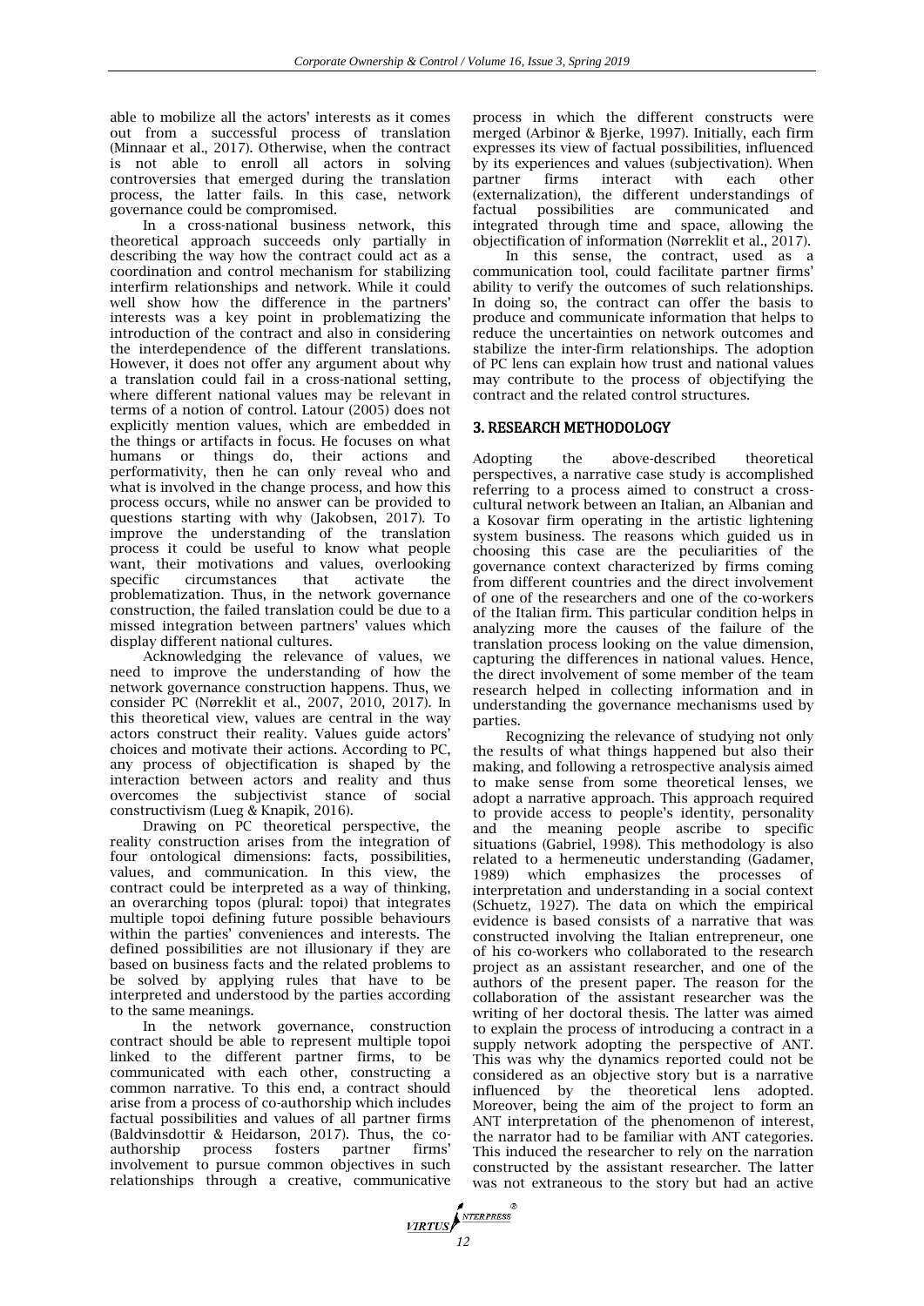able to mobilize all the actors' interests as it comes out from a successful process of translation (Minnaar et al., 2017). Otherwise, when the contract is not able to enroll all actors in solving controversies that emerged during the translation process, the latter fails. In this case, network governance could be compromised.

In a cross-national business network, this theoretical approach succeeds only partially in describing the way how the contract could act as a coordination and control mechanism for stabilizing interfirm relationships and network. While it could well show how the difference in the partners' interests was a key point in problematizing the introduction of the contract and also in considering the interdependence of the different translations. However, it does not offer any argument about why a translation could fail in a cross-national setting, where different national values may be relevant in terms of a notion of control. Latour (2005) does not explicitly mention values, which are embedded in the things or artifacts in focus. He focuses on what humans or things do, their actions and performativity, then he can only reveal who and what is involved in the change process, and how this process occurs, while no answer can be provided to questions starting with why (Jakobsen, 2017). To improve the understanding of the translation process it could be useful to know what people want, their motivations and values, overlooking specific circumstances that activate the problematization. Thus, in the network governance construction, the failed translation could be due to a missed integration between partners' values which display different national cultures.

Acknowledging the relevance of values, we need to improve the understanding of how the network governance construction happens. Thus, we consider PC (Nørreklit et al., 2007, 2010, 2017). In this theoretical view, values are central in the way actors construct their reality. Values guide actors' choices and motivate their actions. According to PC, any process of objectification is shaped by the interaction between actors and reality and thus overcomes the subjectivist stance of social constructivism (Lueg & Knapik, 2016).

Drawing on PC theoretical perspective, the reality construction arises from the integration of four ontological dimensions: facts, possibilities, values, and communication. In this view, the contract could be interpreted as a way of thinking, an overarching topos (plural: topoi) that integrates multiple topoi defining future possible behaviours within the parties' conveniences and interests. The defined possibilities are not illusionary if they are based on business facts and the related problems to be solved by applying rules that have to be interpreted and understood by the parties according to the same meanings.

In the network governance, construction contract should be able to represent multiple topoi linked to the different partner firms, to be communicated with each other, constructing a common narrative. To this end, a contract should arise from a process of co-authorship which includes factual possibilities and values of all partner firms (Baldvinsdottir & Heidarson, 2017). Thus, the co-authorship process fosters partner firms' involvement to pursue common objectives in such relationships through a creative, communicative process in which the different constructs were merged (Arbinor & Bjerke, 1997). Initially, each firm expresses its view of factual possibilities, influenced by its experiences and values (subjectivation). When partner firms interact with each other (externalization), the different understandings of factual possibilities are communicated and integrated through time and space, allowing the objectification of information (Nørreklit et al., 2017).

In this sense, the contract, used as a communication tool, could facilitate partner firms' ability to verify the outcomes of such relationships. In doing so, the contract can offer the basis to produce and communicate information that helps to reduce the uncertainties on network outcomes and stabilize the inter-firm relationships. The adoption of PC lens can explain how trust and national values may contribute to the process of objectifying the contract and the related control structures.

## 3. RESEARCH METHODOLOGY

Adopting the above-described theoretical perspectives, a narrative case study is accomplished referring to a process aimed to construct a cross-cultural network between an Italian, an Albanian and a Kosovar firm operating in the artistic lightening system business. The reasons which guided us in choosing this case are the peculiarities of the governance context characterized by firms coming from different countries and the direct involvement of one of the researchers and one of the co-workers of the Italian firm. This particular condition helps in analyzing more the causes of the failure of the translation process looking on the value dimension, capturing the differences in national values. Hence, the direct involvement of some member of the team research helped in collecting information and in understanding the governance mechanisms used by parties.

Recognizing the relevance of studying not only the results of what things happened but also their making, and following a retrospective analysis aimed to make sense from some theoretical lenses, we adopt a narrative approach. This approach required to provide access to people's identity, personality and the meaning people ascribe to specific situations (Gabriel, 1998). This methodology is also related to a hermeneutic understanding (Gadamer, 1989) which emphasizes the processes of interpretation and understanding in a social context (Schuetz, 1927). The data on which the empirical evidence is based consists of a narrative that was constructed involving the Italian entrepreneur, one of his co-workers who collaborated to the research project as an assistant researcher, and one of the authors of the present paper. The reason for the collaboration of the assistant researcher was the writing of her doctoral thesis. The latter was aimed to explain the process of introducing a contract in a supply network adopting the perspective of ANT. This was why the dynamics reported could not be considered as an objective story but is a narrative influenced by the theoretical lens adopted. Moreover, being the aim of the project to form an ANT interpretation of the phenomenon of interest, the narrator had to be familiar with ANT categories. This induced the researcher to rely on the narration constructed by the assistant researcher. The latter was not extraneous to the story but had an active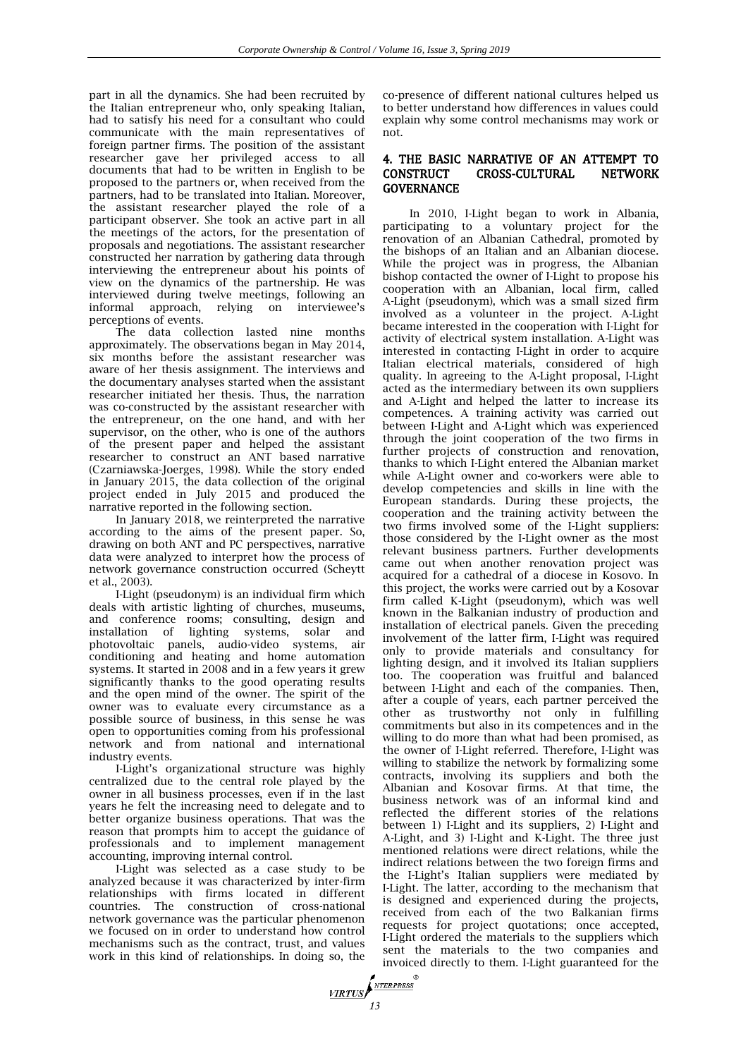part in all the dynamics. She had been recruited by the Italian entrepreneur who, only speaking Italian, had to satisfy his need for a consultant who could communicate with the main representatives of foreign partner firms. The position of the assistant researcher gave her privileged access to all documents that had to be written in English to be proposed to the partners or, when received from the partners, had to be translated into Italian. Moreover, the assistant researcher played the role of a participant observer. She took an active part in all the meetings of the actors, for the presentation of proposals and negotiations. The assistant researcher constructed her narration by gathering data through interviewing the entrepreneur about his points of view on the dynamics of the partnership. He was interviewed during twelve meetings, following an informal approach, relying on interviewee's perceptions of events.

The data collection lasted nine months approximately. The observations began in May 2014, six months before the assistant researcher was aware of her thesis assignment. The interviews and the documentary analyses started when the assistant researcher initiated her thesis. Thus, the narration was co-constructed by the assistant researcher with the entrepreneur, on the one hand, and with her supervisor, on the other, who is one of the authors of the present paper and helped the assistant researcher to construct an ANT based narrative (Czarniawska-Joerges, 1998). While the story ended in January 2015, the data collection of the original project ended in July 2015 and produced the narrative reported in the following section.

In January 2018, we reinterpreted the narrative according to the aims of the present paper. So, drawing on both ANT and PC perspectives, narrative data were analyzed to interpret how the process of network governance construction occurred (Scheytt et al., 2003).

I-Light (pseudonym) is an individual firm which deals with artistic lighting of churches, museums, and conference rooms; consulting, design and installation of lighting systems, solar and photovoltaic panels, audio-video systems, air conditioning and heating and home automation systems. It started in 2008 and in a few years it grew significantly thanks to the good operating results and the open mind of the owner. The spirit of the owner was to evaluate every circumstance as a possible source of business, in this sense he was open to opportunities coming from his professional network and from national and international industry events.

I-Light's organizational structure was highly centralized due to the central role played by the owner in all business processes, even if in the last years he felt the increasing need to delegate and to better organize business operations. That was the reason that prompts him to accept the guidance of professionals and to implement management accounting, improving internal control.

I-Light was selected as a case study to be analyzed because it was characterized by inter-firm relationships with firms located in different countries. The construction of cross-national network governance was the particular phenomenon we focused on in order to understand how control mechanisms such as the contract, trust, and values work in this kind of relationships. In doing so, the co-presence of different national cultures helped us to better understand how differences in values could explain why some control mechanisms may work or not.

## 4. THE BASIC NARRATIVE OF AN ATTEMPT TO CONSTRUCT CROSS-CULTURAL NETWORK GOVERNANCE

In 2010, I-Light began to work in Albania, participating to a voluntary project for the renovation of an Albanian Cathedral, promoted by the bishops of an Italian and an Albanian diocese. While the project was in progress, the Albanian bishop contacted the owner of I-Light to propose his cooperation with an Albanian, local firm, called A-Light (pseudonym), which was a small sized firm involved as a volunteer in the project. A-Light became interested in the cooperation with I-Light for activity of electrical system installation. A-Light was interested in contacting I-Light in order to acquire Italian electrical materials, considered of high quality. In agreeing to the A-Light proposal, I-Light acted as the intermediary between its own suppliers and A-Light and helped the latter to increase its competences. A training activity was carried out between I-Light and A-Light which was experienced through the joint cooperation of the two firms in further projects of construction and renovation, thanks to which I-Light entered the Albanian market while A-Light owner and co-workers were able to develop competencies and skills in line with the European standards. During these projects, the cooperation and the training activity between the two firms involved some of the I-Light suppliers: those considered by the I-Light owner as the most relevant business partners. Further developments came out when another renovation project was acquired for a cathedral of a diocese in Kosovo. In this project, the works were carried out by a Kosovar firm called K-Light (pseudonym), which was well known in the Balkanian industry of production and installation of electrical panels. Given the preceding involvement of the latter firm, I-Light was required only to provide materials and consultancy for lighting design, and it involved its Italian suppliers too. The cooperation was fruitful and balanced between I-Light and each of the companies. Then, after a couple of years, each partner perceived the other as trustworthy not only in fulfilling commitments but also in its competences and in the willing to do more than what had been promised, as the owner of I-Light referred. Therefore, I-Light was willing to stabilize the network by formalizing some contracts, involving its suppliers and both the Albanian and Kosovar firms. At that time, the business network was of an informal kind and reflected the different stories of the relations between 1) I-Light and its suppliers, 2) I-Light and A-Light, and 3) I-Light and K-Light. The three just mentioned relations were direct relations, while the indirect relations between the two foreign firms and the I-Light's Italian suppliers were mediated by I-Light. The latter, according to the mechanism that is designed and experienced during the projects, received from each of the two Balkanian firms requests for project quotations; once accepted, I-Light ordered the materials to the suppliers which sent the materials to the two companies and invoiced directly to them. I-Light guaranteed for the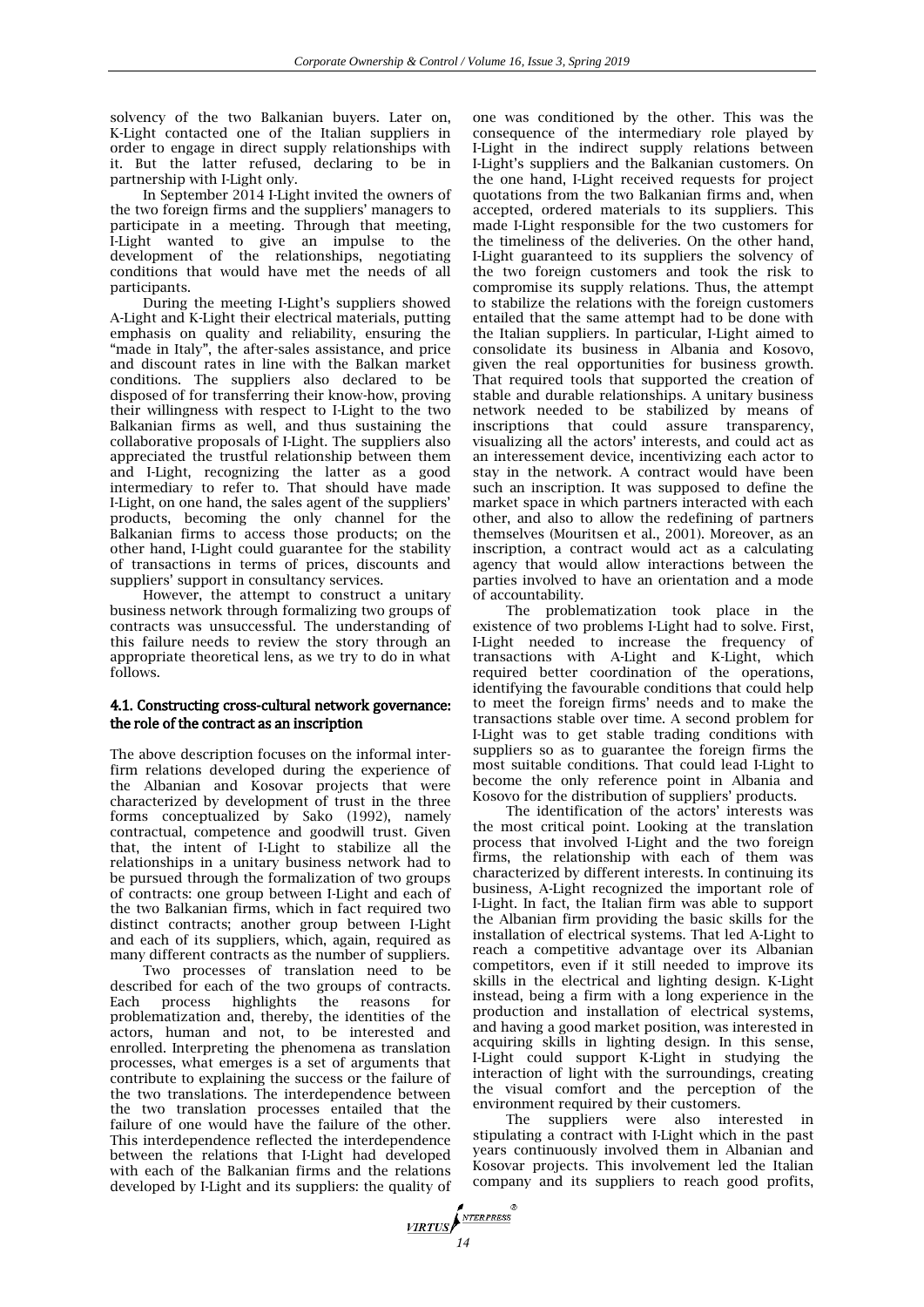solvency of the two Balkanian buyers. Later on, K-Light contacted one of the Italian suppliers in order to engage in direct supply relationships with it. But the latter refused, declaring to be in partnership with I-Light only.

In September 2014 I-Light invited the owners of the two foreign firms and the suppliers' managers to participate in a meeting. Through that meeting, I-Light wanted to give an impulse to the development of the relationships, negotiating conditions that would have met the needs of all participants.

During the meeting I-Light's suppliers showed A-Light and K-Light their electrical materials, putting emphasis on quality and reliability, ensuring the "made in Italy", the after-sales assistance, and price and discount rates in line with the Balkan market conditions. The suppliers also declared to be disposed of for transferring their know-how, proving their willingness with respect to I-Light to the two Balkanian firms as well, and thus sustaining the collaborative proposals of I-Light. The suppliers also appreciated the trustful relationship between them and I-Light, recognizing the latter as a good intermediary to refer to. That should have made I-Light, on one hand, the sales agent of the suppliers' products, becoming the only channel for the Balkanian firms to access those products; on the other hand, I-Light could guarantee for the stability of transactions in terms of prices, discounts and suppliers' support in consultancy services.

However, the attempt to construct a unitary business network through formalizing two groups of contracts was unsuccessful. The understanding of this failure needs to review the story through an appropriate theoretical lens, as we try to do in what follows.

### 4.1. Constructing cross-cultural network governance: the role of the contract as an inscription

The above description focuses on the informal inter-firm relations developed during the experience of the Albanian and Kosovar projects that were characterized by development of trust in the three forms conceptualized by Sako (1992), namely contractual, competence and goodwill trust. Given that, the intent of I-Light to stabilize all the relationships in a unitary business network had to be pursued through the formalization of two groups of contracts: one group between I-Light and each of the two Balkanian firms, which in fact required two distinct contracts; another group between I-Light and each of its suppliers, which, again, required as many different contracts as the number of suppliers.

Two processes of translation need to be described for each of the two groups of contracts. Each process highlights the reasons for problematization and, thereby, the identities of the actors, human and not, to be interested and enrolled. Interpreting the phenomena as translation processes, what emerges is a set of arguments that contribute to explaining the success or the failure of the two translations. The interdependence between the two translation processes entailed that the failure of one would have the failure of the other. This interdependence reflected the interdependence between the relations that I-Light had developed with each of the Balkanian firms and the relations developed by I-Light and its suppliers: the quality of one was conditioned by the other. This was the consequence of the intermediary role played by I-Light in the indirect supply relations between I-Light's suppliers and the Balkanian customers. On the one hand, I-Light received requests for project quotations from the two Balkanian firms and, when accepted, ordered materials to its suppliers. This made I-Light responsible for the two customers for the timeliness of the deliveries. On the other hand, I-Light guaranteed to its suppliers the solvency of the two foreign customers and took the risk to compromise its supply relations. Thus, the attempt to stabilize the relations with the foreign customers entailed that the same attempt had to be done with the Italian suppliers. In particular, I-Light aimed to consolidate its business in Albania and Kosovo, given the real opportunities for business growth. That required tools that supported the creation of stable and durable relationships. A unitary business network needed to be stabilized by means of inscriptions that could assure transparency, visualizing all the actors' interests, and could act as an interessement device, incentivizing each actor to stay in the network. A contract would have been such an inscription. It was supposed to define the market space in which partners interacted with each other, and also to allow the redefining of partners themselves (Mouritsen et al., 2001). Moreover, as an inscription, a contract would act as a calculating agency that would allow interactions between the parties involved to have an orientation and a mode of accountability.

The problematization took place in the existence of two problems I-Light had to solve. First, I-Light needed to increase the frequency of transactions with A-Light and K-Light, which required better coordination of the operations, identifying the favourable conditions that could help to meet the foreign firms' needs and to make the transactions stable over time. A second problem for I-Light was to get stable trading conditions with suppliers so as to guarantee the foreign firms the most suitable conditions. That could lead I-Light to become the only reference point in Albania and Kosovo for the distribution of suppliers' products.

The identification of the actors' interests was the most critical point. Looking at the translation process that involved I-Light and the two foreign firms, the relationship with each of them was characterized by different interests. In continuing its business, A-Light recognized the important role of I-Light. In fact, the Italian firm was able to support the Albanian firm providing the basic skills for the installation of electrical systems. That led A-Light to reach a competitive advantage over its Albanian competitors, even if it still needed to improve its skills in the electrical and lighting design. K-Light instead, being a firm with a long experience in the production and installation of electrical systems, and having a good market position, was interested in acquiring skills in lighting design. In this sense, I-Light could support K-Light in studying the interaction of light with the surroundings, creating the visual comfort and the perception of the environment required by their customers.

The suppliers were also interested in stipulating a contract with I-Light which in the past years continuously involved them in Albanian and Kosovar projects. This involvement led the Italian company and its suppliers to reach good profits,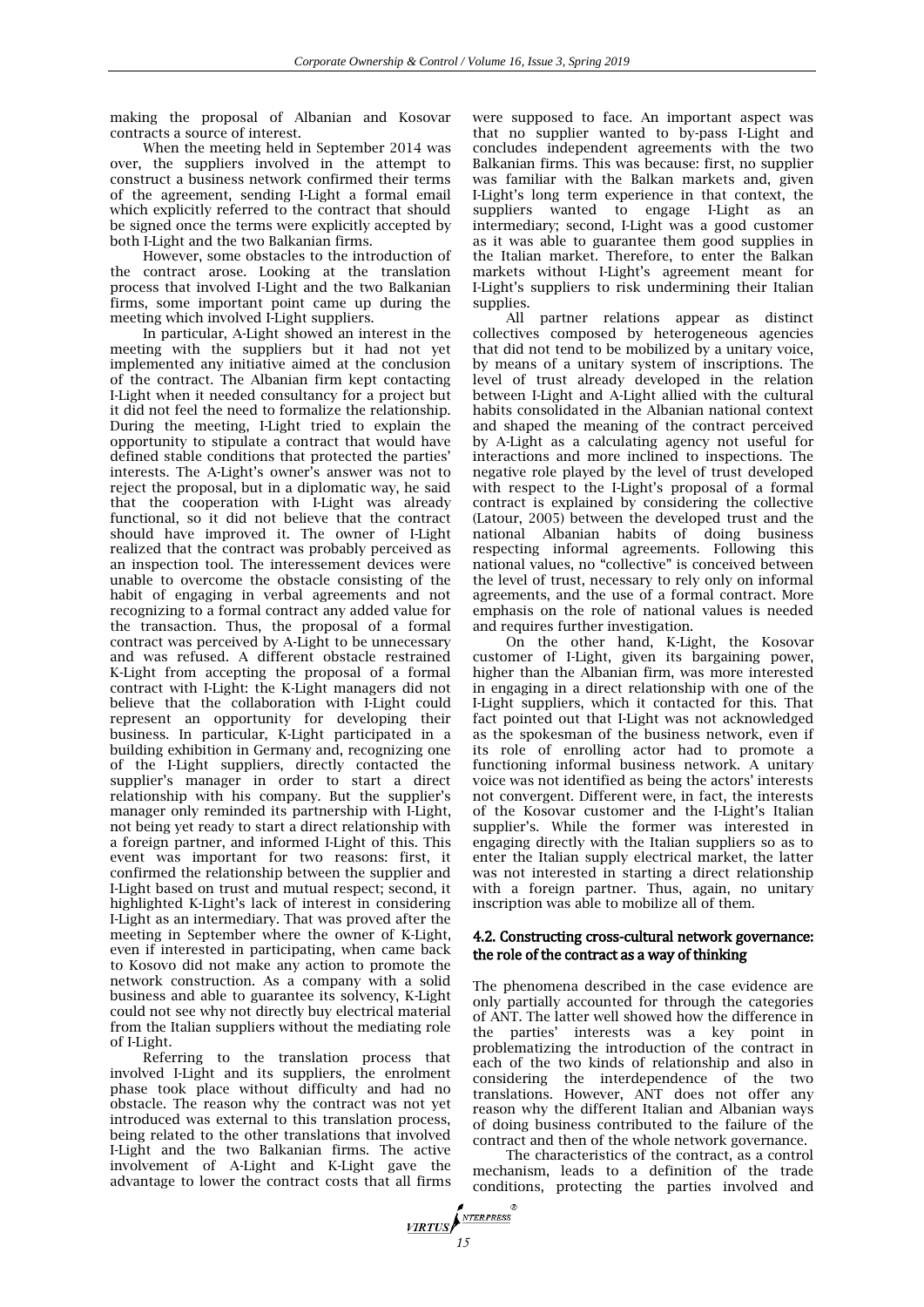making the proposal of Albanian and Kosovar contracts a source of interest.

When the meeting held in September 2014 was over, the suppliers involved in the attempt to construct a business network confirmed their terms of the agreement, sending I-Light a formal email which explicitly referred to the contract that should be signed once the terms were explicitly accepted by both I-Light and the two Balkanian firms.

However, some obstacles to the introduction of the contract arose. Looking at the translation process that involved I-Light and the two Balkanian firms, some important point came up during the meeting which involved I-Light suppliers.

In particular, A-Light showed an interest in the meeting with the suppliers but it had not yet implemented any initiative aimed at the conclusion of the contract. The Albanian firm kept contacting I-Light when it needed consultancy for a project but it did not feel the need to formalize the relationship. During the meeting, I-Light tried to explain the opportunity to stipulate a contract that would have defined stable conditions that protected the parties' interests. The A-Light's owner's answer was not to reject the proposal, but in a diplomatic way, he said that the cooperation with I-Light was already functional, so it did not believe that the contract should have improved it. The owner of I-Light realized that the contract was probably perceived as an inspection tool. The interessement devices were unable to overcome the obstacle consisting of the habit of engaging in verbal agreements and not recognizing to a formal contract any added value for the transaction. Thus, the proposal of a formal contract was perceived by A-Light to be unnecessary and was refused. A different obstacle restrained K-Light from accepting the proposal of a formal contract with I-Light: the K-Light managers did not believe that the collaboration with I-Light could represent an opportunity for developing their business. In particular, K-Light participated in a building exhibition in Germany and, recognizing one of the I-Light suppliers, directly contacted the supplier's manager in order to start a direct relationship with his company. But the supplier's manager only reminded its partnership with I-Light, not being yet ready to start a direct relationship with a foreign partner, and informed I-Light of this. This event was important for two reasons: first, it confirmed the relationship between the supplier and I-Light based on trust and mutual respect; second, it highlighted K-Light's lack of interest in considering I-Light as an intermediary. That was proved after the meeting in September where the owner of K-Light, even if interested in participating, when came back to Kosovo did not make any action to promote the network construction. As a company with a solid business and able to guarantee its solvency, K-Light could not see why not directly buy electrical material from the Italian suppliers without the mediating role of I-Light.

Referring to the translation process that involved I-Light and its suppliers, the enrolment phase took place without difficulty and had no obstacle. The reason why the contract was not yet introduced was external to this translation process, being related to the other translations that involved I-Light and the two Balkanian firms. The active involvement of A-Light and K-Light gave the advantage to lower the contract costs that all firms were supposed to face. An important aspect was that no supplier wanted to by-pass I-Light and concludes independent agreements with the two Balkanian firms. This was because: first, no supplier was familiar with the Balkan markets and, given I-Light's long term experience in that context, the suppliers wanted to engage I-Light as an intermediary; second, I-Light was a good customer as it was able to guarantee them good supplies in the Italian market. Therefore, to enter the Balkan markets without I-Light's agreement meant for I-Light's suppliers to risk undermining their Italian supplies.

All partner relations appear as distinct collectives composed by heterogeneous agencies that did not tend to be mobilized by a unitary voice, by means of a unitary system of inscriptions. The level of trust already developed in the relation between I-Light and A-Light allied with the cultural habits consolidated in the Albanian national context and shaped the meaning of the contract perceived by A-Light as a calculating agency not useful for interactions and more inclined to inspections. The negative role played by the level of trust developed with respect to the I-Light's proposal of a formal contract is explained by considering the collective (Latour, 2005) between the developed trust and the national Albanian habits of doing business respecting informal agreements. Following this national values, no "collective" is conceived between the level of trust, necessary to rely only on informal agreements, and the use of a formal contract. More emphasis on the role of national values is needed and requires further investigation.

On the other hand, K-Light, the Kosovar customer of I-Light, given its bargaining power, higher than the Albanian firm, was more interested in engaging in a direct relationship with one of the I-Light suppliers, which it contacted for this. That fact pointed out that I-Light was not acknowledged as the spokesman of the business network, even if its role of enrolling actor had to promote a functioning informal business network. A unitary voice was not identified as being the actors' interests not convergent. Different were, in fact, the interests of the Kosovar customer and the I-Light's Italian supplier's. While the former was interested in engaging directly with the Italian suppliers so as to enter the Italian supply electrical market, the latter was not interested in starting a direct relationship with a foreign partner. Thus, again, no unitary inscription was able to mobilize all of them.

### 4.2. Constructing cross-cultural network governance: the role of the contract as a way of thinking

The phenomena described in the case evidence are only partially accounted for through the categories of ANT. The latter well showed how the difference in the parties' interests was a key point in problematizing the introduction of the contract in each of the two kinds of relationship and also in considering the interdependence of the two translations. However, ANT does not offer any reason why the different Italian and Albanian ways of doing business contributed to the failure of the contract and then of the whole network governance.

The characteristics of the contract, as a control mechanism, leads to a definition of the trade conditions, protecting the parties involved and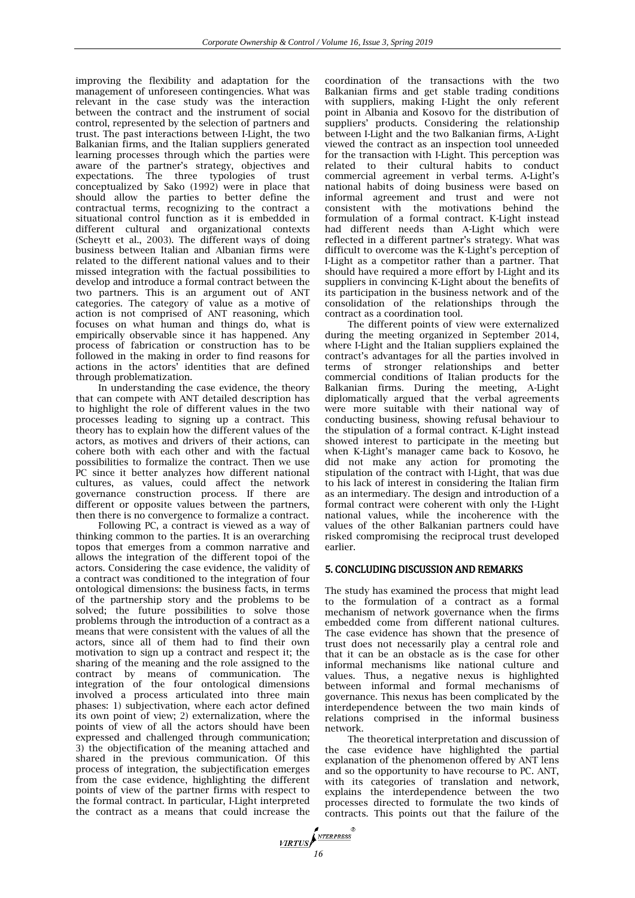improving the flexibility and adaptation for the management of unforeseen contingencies. What was relevant in the case study was the interaction between the contract and the instrument of social control, represented by the selection of partners and trust. The past interactions between I-Light, the two Balkanian firms, and the Italian suppliers generated learning processes through which the parties were aware of the partner's strategy, objectives and expectations. The three typologies of trust conceptualized by Sako (1992) were in place that should allow the parties to better define the contractual terms, recognizing to the contract a situational control function as it is embedded in different cultural and organizational contexts (Scheytt et al., 2003). The different ways of doing business between Italian and Albanian firms were related to the different national values and to their missed integration with the factual possibilities to develop and introduce a formal contract between the two partners. This is an argument out of ANT categories. The category of value as a motive of action is not comprised of ANT reasoning, which focuses on what human and things do, what is empirically observable since it has happened. Any process of fabrication or construction has to be followed in the making in order to find reasons for actions in the actors' identities that are defined through problematization.

In understanding the case evidence, the theory that can compete with ANT detailed description has to highlight the role of different values in the two processes leading to signing up a contract. This theory has to explain how the different values of the actors, as motives and drivers of their actions, can cohere both with each other and with the factual possibilities to formalize the contract. Then we use PC since it better analyzes how different national cultures, as values, could affect the network governance construction process. If there are different or opposite values between the partners, then there is no convergence to formalize a contract.

Following PC, a contract is viewed as a way of thinking common to the parties. It is an overarching topos that emerges from a common narrative and allows the integration of the different topoi of the actors. Considering the case evidence, the validity of a contract was conditioned to the integration of four ontological dimensions: the business facts, in terms of the partnership story and the problems to be solved; the future possibilities to solve those problems through the introduction of a contract as a means that were consistent with the values of all the actors, since all of them had to find their own motivation to sign up a contract and respect it; the sharing of the meaning and the role assigned to the contract by means of communication. The integration of the four ontological dimensions involved a process articulated into three main phases: 1) subjectivation, where each actor defined its own point of view; 2) externalization, where the points of view of all the actors should have been expressed and challenged through communication; 3) the objectification of the meaning attached and shared in the previous communication. Of this process of integration, the subjectification emerges from the case evidence, highlighting the different points of view of the partner firms with respect to the formal contract. In particular, I-Light interpreted the contract as a means that could increase the coordination of the transactions with the two Balkanian firms and get stable trading conditions with suppliers, making I-Light the only referent point in Albania and Kosovo for the distribution of suppliers' products. Considering the relationship between I-Light and the two Balkanian firms, A-Light viewed the contract as an inspection tool unneeded for the transaction with I-Light. This perception was related to their cultural habits to conduct commercial agreement in verbal terms. A-Light's national habits of doing business were based on informal agreement and trust and were not consistent with the motivations behind the formulation of a formal contract. K-Light instead had different needs than A-Light which were reflected in a different partner's strategy. What was difficult to overcome was the K-Light's perception of I-Light as a competitor rather than a partner. That should have required a more effort by I-Light and its suppliers in convincing K-Light about the benefits of its participation in the business network and of the consolidation of the relationships through the contract as a coordination tool.

The different points of view were externalized during the meeting organized in September 2014, where I-Light and the Italian suppliers explained the contract's advantages for all the parties involved in terms of stronger relationships and better commercial conditions of Italian products for the Balkanian firms. During the meeting, A-Light diplomatically argued that the verbal agreements were more suitable with their national way of conducting business, showing refusal behaviour to the stipulation of a formal contract. K-Light instead showed interest to participate in the meeting but when K-Light's manager came back to Kosovo, he did not make any action for promoting the stipulation of the contract with I-Light, that was due to his lack of interest in considering the Italian firm as an intermediary. The design and introduction of a formal contract were coherent with only the I-Light national values, while the incoherence with the values of the other Balkanian partners could have risked compromising the reciprocal trust developed earlier.

## 5. CONCLUDING DISCUSSION AND REMARKS

The study has examined the process that might lead to the formulation of a contract as a formal mechanism of network governance when the firms embedded come from different national cultures. The case evidence has shown that the presence of trust does not necessarily play a central role and that it can be an obstacle as is the case for other informal mechanisms like national culture and values. Thus, a negative nexus is highlighted between informal and formal mechanisms of governance. This nexus has been complicated by the interdependence between the two main kinds of relations comprised in the informal business network.

The theoretical interpretation and discussion of the case evidence have highlighted the partial explanation of the phenomenon offered by ANT lens and so the opportunity to have recourse to PC. ANT, with its categories of translation and network, explains the interdependence between the two processes directed to formulate the two kinds of contracts. This points out that the failure of the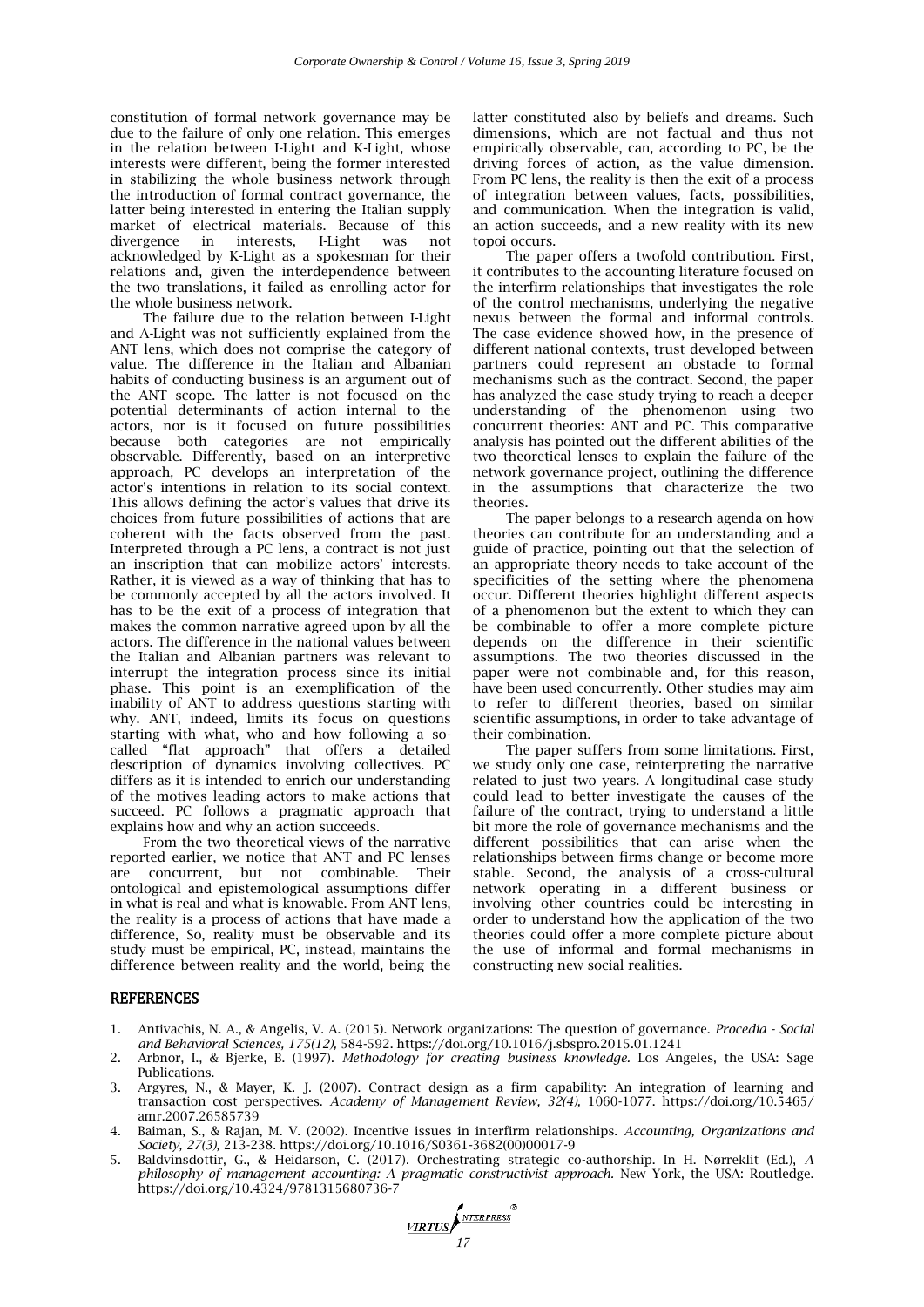constitution of formal network governance may be due to the failure of only one relation. This emerges in the relation between I-Light and K-Light, whose interests were different, being the former interested in stabilizing the whole business network through the introduction of formal contract governance, the latter being interested in entering the Italian supply market of electrical materials. Because of this divergence in interests, I-Light was not acknowledged by K-Light as a spokesman for their relations and, given the interdependence between the two translations, it failed as enrolling actor for the whole business network.

The failure due to the relation between I-Light and A-Light was not sufficiently explained from the ANT lens, which does not comprise the category of value. The difference in the Italian and Albanian habits of conducting business is an argument out of the ANT scope. The latter is not focused on the potential determinants of action internal to the actors, nor is it focused on future possibilities because both categories are not empirically observable. Differently, based on an interpretive approach, PC develops an interpretation of the actor's intentions in relation to its social context. This allows defining the actor's values that drive its choices from future possibilities of actions that are coherent with the facts observed from the past. Interpreted through a PC lens, a contract is not just an inscription that can mobilize actors' interests. Rather, it is viewed as a way of thinking that has to be commonly accepted by all the actors involved. It has to be the exit of a process of integration that makes the common narrative agreed upon by all the actors. The difference in the national values between the Italian and Albanian partners was relevant to interrupt the integration process since its initial phase. This point is an exemplification of the inability of ANT to address questions starting with why. ANT, indeed, limits its focus on questions starting with what, who and how following a so-called "flat approach" that offers a detailed description of dynamics involving collectives. PC differs as it is intended to enrich our understanding of the motives leading actors to make actions that succeed. PC follows a pragmatic approach that explains how and why an action succeeds.

From the two theoretical views of the narrative reported earlier, we notice that ANT and PC lenses are concurrent, but not combinable. Their ontological and epistemological assumptions differ in what is real and what is knowable. From ANT lens, the reality is a process of actions that have made a difference, So, reality must be observable and its study must be empirical, PC, instead, maintains the difference between reality and the world, being the latter constituted also by beliefs and dreams. Such dimensions, which are not factual and thus not empirically observable, can, according to PC, be the driving forces of action, as the value dimension. From PC lens, the reality is then the exit of a process of integration between values, facts, possibilities, and communication. When the integration is valid, an action succeeds, and a new reality with its new topoi occurs.

The paper offers a twofold contribution. First, it contributes to the accounting literature focused on the interfirm relationships that investigates the role of the control mechanisms, underlying the negative nexus between the formal and informal controls. The case evidence showed how, in the presence of different national contexts, trust developed between partners could represent an obstacle to formal mechanisms such as the contract. Second, the paper has analyzed the case study trying to reach a deeper understanding of the phenomenon using two concurrent theories: ANT and PC. This comparative analysis has pointed out the different abilities of the two theoretical lenses to explain the failure of the network governance project, outlining the difference in the assumptions that characterize the two theories.

The paper belongs to a research agenda on how theories can contribute for an understanding and a guide of practice, pointing out that the selection of an appropriate theory needs to take account of the specificities of the setting where the phenomena occur. Different theories highlight different aspects of a phenomenon but the extent to which they can be combinable to offer a more complete picture depends on the difference in their scientific assumptions. The two theories discussed in the paper were not combinable and, for this reason, have been used concurrently. Other studies may aim to refer to different theories, based on similar scientific assumptions, in order to take advantage of their combination.

The paper suffers from some limitations. First, we study only one case, reinterpreting the narrative related to just two years. A longitudinal case study could lead to better investigate the causes of the failure of the contract, trying to understand a little bit more the role of governance mechanisms and the different possibilities that can arise when the relationships between firms change or become more stable. Second, the analysis of a cross-cultural network operating in a different business or involving other countries could be interesting in order to understand how the application of the two theories could offer a more complete picture about the use of informal and formal mechanisms in constructing new social realities.

## REFERENCES

1. Antivachis, N. A., & Angelis, V. A. (2015). Network organizations: The question of governance. *Procedia - Social and Behavioral Sciences, 175(12),* 584-592. https://doi.org/10.1016/j.sbspro.2015.01.1241
2. Arbnor, I., & Bjerke, B. (1997). *Methodology for creating business knowledge.* Los Angeles, the USA: Sage Publications.
3. Argyres, N., & Mayer, K. J. (2007). Contract design as a firm capability: An integration of learning and transaction cost perspectives. *Academy of Management Review, 32(4),* 1060-1077. https://doi.org/10.5465/amr.2007.26585739
4. Baiman, S., & Rajan, M. V. (2002). Incentive issues in interfirm relationships. *Accounting, Organizations and Society, 27(3),* 213-238. https://doi.org/10.1016/S0361-3682(00)00017-9
5. Baldvinsdottir, G., & Heidarson, C. (2017). Orchestrating strategic co-authorship. In H. Nørreklit (Ed.), *A philosophy of management accounting: A pragmatic constructivist approach.* New York, the USA: Routledge. https://doi.org/10.4324/9781315680736-7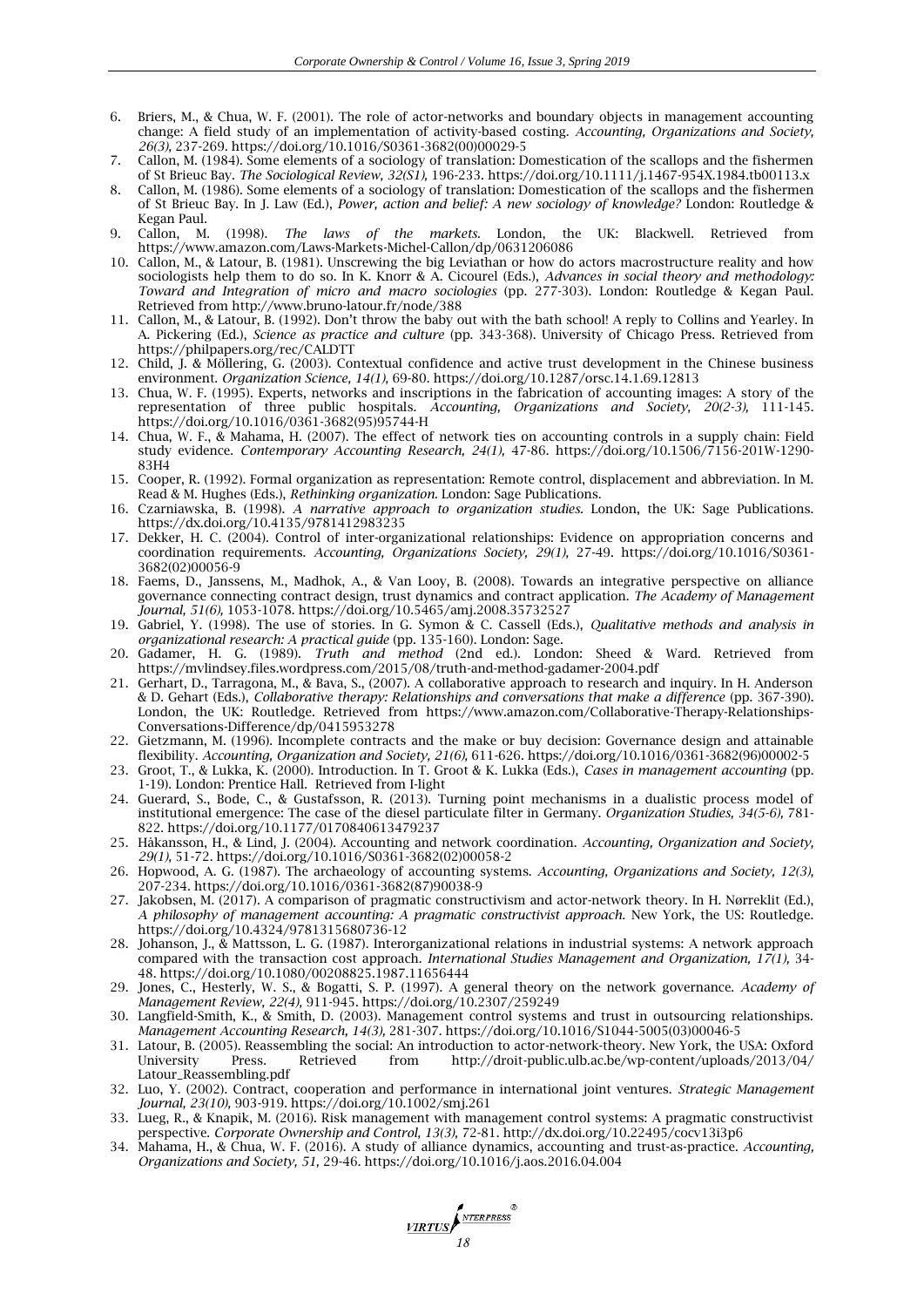6. Briers, M., & Chua, W. F. (2001). The role of actor-networks and boundary objects in management accounting change: A field study of an implementation of activity-based costing. *Accounting, Organizations and Society, 26(3),* 237-269. https://doi.org/10.1016/S0361-3682(00)00029-5
7. Callon, M. (1984). Some elements of a sociology of translation: Domestication of the scallops and the fishermen of St Brieuc Bay. *The Sociological Review, 32(S1),* 196-233. https://doi.org/10.1111/j.1467-954X.1984.tb00113.x
8. Callon, M. (1986). Some elements of a sociology of translation: Domestication of the scallops and the fishermen of St Brieuc Bay. In J. Law (Ed.), *Power, action and belief: A new sociology of knowledge?* London: Routledge & Kegan Paul.
9. Callon, M. (1998). *The laws of the markets.* London, the UK: Blackwell. Retrieved from https://www.amazon.com/Laws-Markets-Michel-Callon/dp/0631206086
10. Callon, M., & Latour, B. (1981). Unscrewing the big Leviathan or how do actors macrostructure reality and how sociologists help them to do so. In K. Knorr & A. Cicourel (Eds.), *Advances in social theory and methodology: Toward and Integration of micro and macro sociologies* (pp. 277-303). London: Routledge & Kegan Paul. Retrieved from http://www.bruno-latour.fr/node/388
11. Callon, M., & Latour, B. (1992). Don't throw the baby out with the bath school! A reply to Collins and Yearley. In A. Pickering (Ed.), *Science as practice and culture* (pp. 343-368). University of Chicago Press. Retrieved from https://philpapers.org/rec/CALDTT
12. Child, J. & Möllering, G. (2003). Contextual confidence and active trust development in the Chinese business environment. *Organization Science, 14(1),* 69-80. https://doi.org/10.1287/orsc.14.1.69.12813
13. Chua, W. F. (1995). Experts, networks and inscriptions in the fabrication of accounting images: A story of the representation of three public hospitals. *Accounting, Organizations and Society, 20(2-3),* 111-145. https://doi.org/10.1016/0361-3682(95)95744-H
14. Chua, W. F., & Mahama, H. (2007). The effect of network ties on accounting controls in a supply chain: Field study evidence. *Contemporary Accounting Research, 24(1),* 47-86. https://doi.org/10.1506/7156-201W-1290-83H4
15. Cooper, R. (1992). Formal organization as representation: Remote control, displacement and abbreviation. In M. Read & M. Hughes (Eds.), *Rethinking organization.* London: Sage Publications.
16. Czarniawska, B. (1998). *A narrative approach to organization studies.* London, the UK: Sage Publications. https://dx.doi.org/10.4135/9781412983235
17. Dekker, H. C. (2004). Control of inter-organizational relationships: Evidence on appropriation concerns and coordination requirements. *Accounting, Organizations Society, 29(1),* 27-49. https://doi.org/10.1016/S0361-3682(02)00056-9
18. Faems, D., Janssens, M., Madhok, A., & Van Looy, B. (2008). Towards an integrative perspective on alliance governance connecting contract design, trust dynamics and contract application. *The Academy of Management Journal, 51(6),* 1053-1078. https://doi.org/10.5465/amj.2008.35732527
19. Gabriel, Y. (1998). The use of stories. In G. Symon & C. Cassell (Eds.), *Qualitative methods and analysis in organizational research: A practical guide* (pp. 135-160). London: Sage.
20. Gadamer, H. G. (1989). *Truth and method* (2nd ed.). London: Sheed & Ward. Retrieved from https://mvlindsey.files.wordpress.com/2015/08/truth-and-method-gadamer-2004.pdf
21. Gerhart, D., Tarragona, M., & Bava, S., (2007). A collaborative approach to research and inquiry. In H. Anderson & D. Gehart (Eds.), *Collaborative therapy: Relationships and conversations that make a difference* (pp. 367-390). London, the UK: Routledge. Retrieved from https://www.amazon.com/Collaborative-Therapy-Relationships-Conversations-Difference/dp/0415953278
22. Gietzmann, M. (1996). Incomplete contracts and the make or buy decision: Governance design and attainable flexibility. *Accounting, Organization and Society, 21(6),* 611-626. https://doi.org/10.1016/0361-3682(96)00002-5
23. Groot, T., & Lukka, K. (2000). Introduction. In T. Groot & K. Lukka (Eds.), *Cases in management accounting* (pp. 1-19). London: Prentice Hall. Retrieved from I-light
24. Guerard, S., Bode, C., & Gustafsson, R. (2013). Turning point mechanisms in a dualistic process model of institutional emergence: The case of the diesel particulate filter in Germany. *Organization Studies, 34(5-6),* 781-822. https://doi.org/10.1177/0170840613479237
25. Håkansson, H., & Lind, J. (2004). Accounting and network coordination. *Accounting, Organization and Society, 29(1),* 51-72. https://doi.org/10.1016/S0361-3682(02)00058-2
26. Hopwood, A. G. (1987). The archaeology of accounting systems. *Accounting, Organizations and Society, 12(3),* 207-234. https://doi.org/10.1016/0361-3682(87)90038-9
27. Jakobsen, M. (2017). A comparison of pragmatic constructivism and actor-network theory. In H. Nørreklit (Ed.), *A philosophy of management accounting: A pragmatic constructivist approach.* New York, the US: Routledge. https://doi.org/10.4324/9781315680736-12
28. Johanson, J., & Mattsson, L. G. (1987). Interorganizational relations in industrial systems: A network approach compared with the transaction cost approach. *International Studies Management and Organization, 17(1),* 34-48. https://doi.org/10.1080/00208825.1987.11656444
29. Jones, C., Hesterly, W. S., & Bogatti, S. P. (1997). A general theory on the network governance. *Academy of Management Review, 22(4),* 911-945. https://doi.org/10.2307/259249
30. Langfield-Smith, K., & Smith, D. (2003). Management control systems and trust in outsourcing relationships. *Management Accounting Research, 14(3),* 281-307. https://doi.org/10.1016/S1044-5005(03)00046-5
31. Latour, B. (2005). Reassembling the social: An introduction to actor-network-theory. New York, the USA: Oxford University Press. Retrieved from http://droit-public.ulb.ac.be/wp-content/uploads/2013/04/Latour_Reassembling.pdf
32. Luo, Y. (2002). Contract, cooperation and performance in international joint ventures. *Strategic Management Journal, 23(10),* 903-919. https://doi.org/10.1002/smj.261
33. Lueg, R., & Knapik, M. (2016). Risk management with management control systems: A pragmatic constructivist perspective. *Corporate Ownership and Control, 13(3),* 72-81. http://dx.doi.org/10.22495/cocv13i3p6
34. Mahama, H., & Chua, W. F. (2016). A study of alliance dynamics, accounting and trust-as-practice. *Accounting, Organizations and Society, 51,* 29-46. https://doi.org/10.1016/j.aos.2016.04.004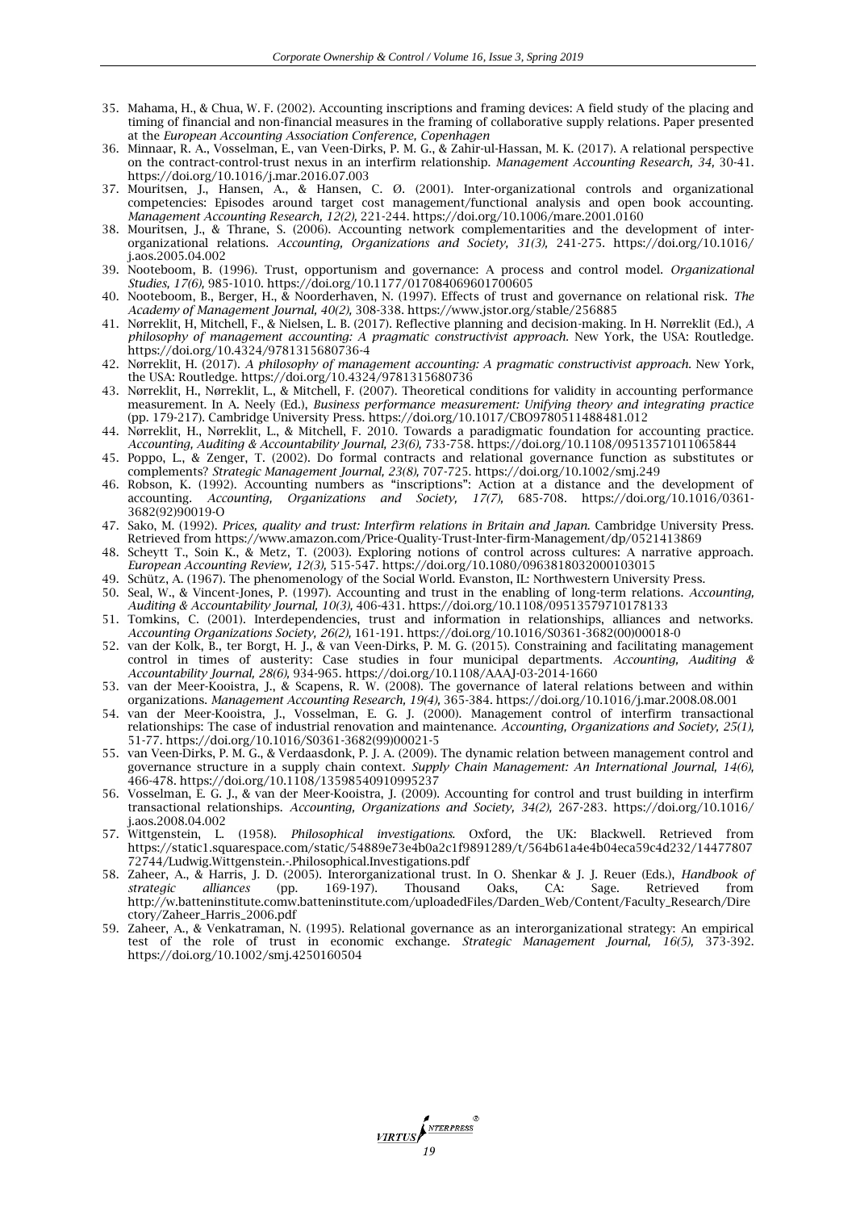35. Mahama, H., & Chua, W. F. (2002). Accounting inscriptions and framing devices: A field study of the placing and timing of financial and non-financial measures in the framing of collaborative supply relations. Paper presented at the *European Accounting Association Conference, Copenhagen*
36. Minnaar, R. A., Vosselman, E., van Veen-Dirks, P. M. G., & Zahir-ul-Hassan, M. K. (2017). A relational perspective on the contract-control-trust nexus in an interfirm relationship. *Management Accounting Research, 34,* 30-41. https://doi.org/10.1016/j.mar.2016.07.003
37. Mouritsen, J., Hansen, A., & Hansen, C. Ø. (2001). Inter-organizational controls and organizational competencies: Episodes around target cost management/functional analysis and open book accounting. *Management Accounting Research, 12(2),* 221-244. https://doi.org/10.1006/mare.2001.0160
38. Mouritsen, J., & Thrane, S. (2006). Accounting network complementarities and the development of inter-organizational relations. *Accounting, Organizations and Society, 31(3),* 241-275. https://doi.org/10.1016/j.aos.2005.04.002
39. Nooteboom, B. (1996). Trust, opportunism and governance: A process and control model. *Organizational Studies, 17(6),* 985-1010. https://doi.org/10.1177/017084069601700605
40. Nooteboom, B., Berger, H., & Noorderhaven, N. (1997). Effects of trust and governance on relational risk. *The Academy of Management Journal, 40(2),* 308-338. https://www.jstor.org/stable/256885
41. Nørreklit, H, Mitchell, F., & Nielsen, L. B. (2017). Reflective planning and decision-making. In H. Nørreklit (Ed.), *A philosophy of management accounting: A pragmatic constructivist approach.* New York, the USA: Routledge. https://doi.org/10.4324/9781315680736-4
42. Nørreklit, H. (2017). *A philosophy of management accounting: A pragmatic constructivist approach.* New York, the USA: Routledge. https://doi.org/10.4324/9781315680736
43. Nørreklit, H., Nørreklit, L., & Mitchell, F. (2007). Theoretical conditions for validity in accounting performance measurement. In A. Neely (Ed.), *Business performance measurement: Unifying theory and integrating practice* (pp. 179-217). Cambridge University Press. https://doi.org/10.1017/CBO9780511488481.012
44. Nørreklit, H., Nørreklit, L., & Mitchell, F. 2010. Towards a paradigmatic foundation for accounting practice. *Accounting, Auditing & Accountability Journal, 23(6),* 733-758. https://doi.org/10.1108/09513571011065844
45. Poppo, L., & Zenger, T. (2002). Do formal contracts and relational governance function as substitutes or complements? *Strategic Management Journal, 23(8),* 707-725. https://doi.org/10.1002/smj.249
46. Robson, K. (1992). Accounting numbers as "inscriptions": Action at a distance and the development of accounting. *Accounting, Organizations and Society, 17(7),* 685-708. https://doi.org/10.1016/0361-3682(92)90019-O
47. Sako, M. (1992). *Prices, quality and trust: Interfirm relations in Britain and Japan.* Cambridge University Press. Retrieved from https://www.amazon.com/Price-Quality-Trust-Inter-firm-Management/dp/0521413869
48. Scheytt T., Soin K., & Metz, T. (2003). Exploring notions of control across cultures: A narrative approach. *European Accounting Review, 12(3),* 515-547. https://doi.org/10.1080/0963818032000103015
49. Schütz, A. (1967). The phenomenology of the Social World. Evanston, IL: Northwestern University Press.
50. Seal, W., & Vincent-Jones, P. (1997). Accounting and trust in the enabling of long-term relations. *Accounting, Auditing & Accountability Journal, 10(3),* 406-431. https://doi.org/10.1108/09513579710178133
51. Tomkins, C. (2001). Interdependencies, trust and information in relationships, alliances and networks. *Accounting Organizations Society, 26(2),* 161-191. https://doi.org/10.1016/S0361-3682(00)00018-0
52. van der Kolk, B., ter Borgt, H. J., & van Veen-Dirks, P. M. G. (2015). Constraining and facilitating management control in times of austerity: Case studies in four municipal departments. *Accounting, Auditing & Accountability Journal, 28(6),* 934-965. https://doi.org/10.1108/AAAJ-03-2014-1660
53. van der Meer-Kooistra, J., & Scapens, R. W. (2008). The governance of lateral relations between and within organizations. *Management Accounting Research, 19(4),* 365-384. https://doi.org/10.1016/j.mar.2008.08.001
54. van der Meer-Kooistra, J., Vosselman, E. G. J. (2000). Management control of interfirm transactional relationships: The case of industrial renovation and maintenance. *Accounting, Organizations and Society, 25(1),* 51-77. https://doi.org/10.1016/S0361-3682(99)00021-5
55. van Veen-Dirks, P. M. G., & Verdaasdonk, P. J. A. (2009). The dynamic relation between management control and governance structure in a supply chain context. *Supply Chain Management: An International Journal, 14(6),* 466-478. https://doi.org/10.1108/13598540910995237
56. Vosselman, E. G. J., & van der Meer-Kooistra, J. (2009). Accounting for control and trust building in interfirm transactional relationships. *Accounting, Organizations and Society, 34(2),* 267-283. https://doi.org/10.1016/j.aos.2008.04.002
57. Wittgenstein, L. (1958). *Philosophical investigations.* Oxford, the UK: Blackwell. Retrieved from https://static1.squarespace.com/static/54889e73e4b0a2c1f9891289/t/564b61a4e4b04eca59c4d232/1447780772744/Ludwig.Wittgenstein.-.Philosophical.Investigations.pdf
58. Zaheer, A., & Harris, J. D. (2005). Interorganizational trust. In O. Shenkar & J. J. Reuer (Eds.), *Handbook of strategic alliances* (pp. 169-197). Thousand Oaks, CA: Sage. Retrieved from http://w.batteninstitute.comw.batteninstitute.com/uploadedFiles/Darden_Web/Content/Faculty_Research/Directory/Zaheer_Harris_2006.pdf
59. Zaheer, A., & Venkatraman, N. (1995). Relational governance as an interorganizational strategy: An empirical test of the role of trust in economic exchange. *Strategic Management Journal, 16(5),* 373-392. https://doi.org/10.1002/smj.4250160504